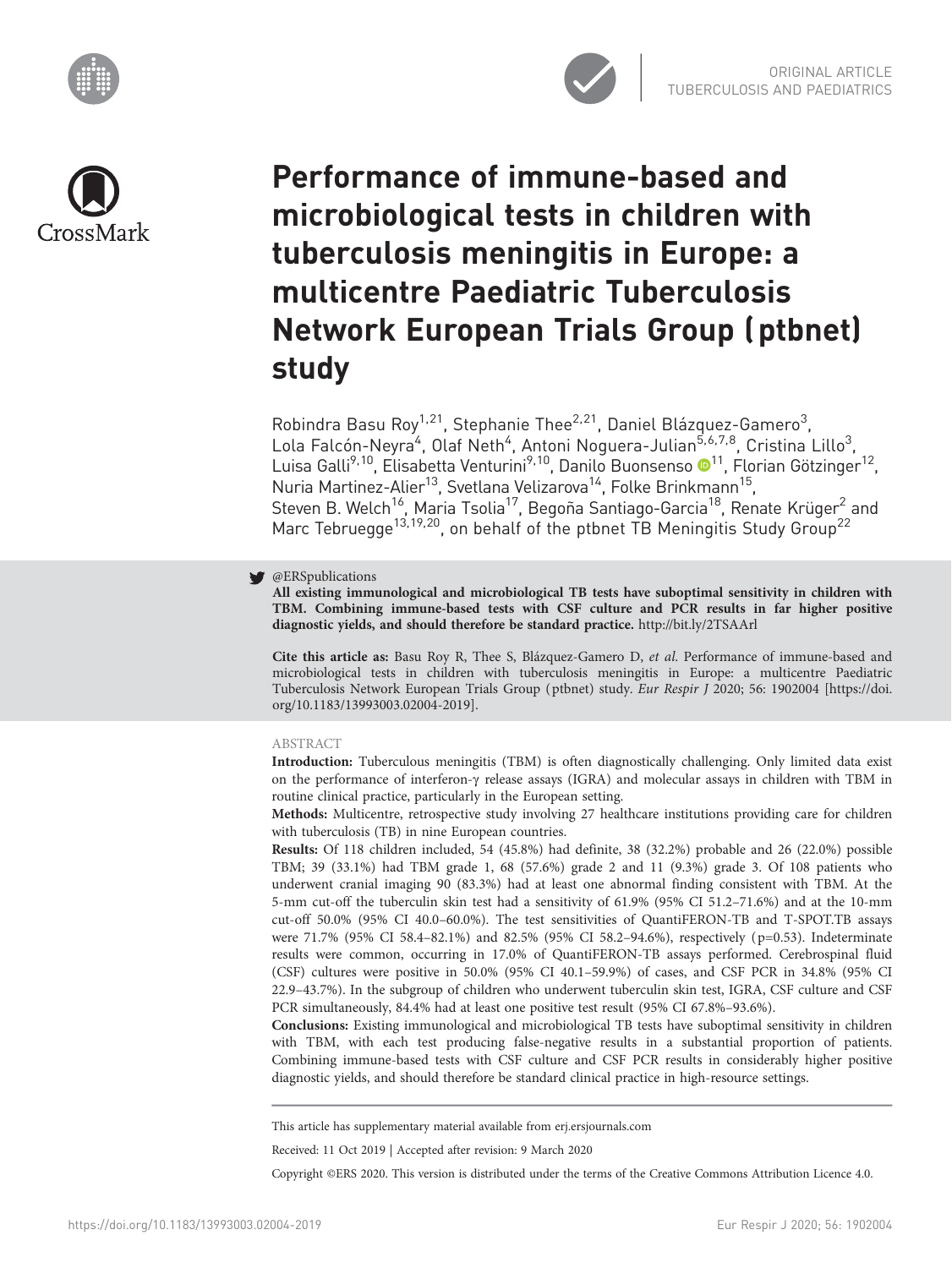ORIGINAL ARTICLE
TUBERCULOSIS AND PAEDIATRICS

# Performance of immune-based and microbiological tests in children with tuberculosis meningitis in Europe: a multicentre Paediatric Tuberculosis Network European Trials Group (ptbnet) study

Robindra Basu Roy[1,21], Stephanie Thee[2,21], Daniel Blázquez-Gamero[3], Lola Falcón-Neyra[4], Olaf Neth[4], Antoni Noguera-Julian[5,6,7,8], Cristina Lillo[3], Luisa Galli[9,10], Elisabetta Venturini[9,10], Danilo Buonsenso[11], Florian Götzinger[12], Nuria Martinez-Alier[13], Svetlana Velizarova[14], Folke Brinkmann[15], Steven B. Welch[16], Maria Tsolia[17], Begoña Santiago-Garcia[18], Renate Krüger[2] and Marc Tebruegge[13,19,20], on behalf of the ptbnet TB Meningitis Study Group[22]

@ERSpublications
**All existing immunological and microbiological TB tests have suboptimal sensitivity in children with TBM. Combining immune-based tests with CSF culture and PCR results in far higher positive diagnostic yields, and should therefore be standard practice.** http://bit.ly/2TSAArl

**Cite this article as:** Basu Roy R, Thee S, Blázquez-Gamero D, *et al.* Performance of immune-based and microbiological tests in children with tuberculosis meningitis in Europe: a multicentre Paediatric Tuberculosis Network European Trials Group (ptbnet) study. *Eur Respir J* 2020; 56: 1902004 [https://doi.org/10.1183/13993003.02004-2019].

ABSTRACT

**Introduction:** Tuberculous meningitis (TBM) is often diagnostically challenging. Only limited data exist on the performance of interferon-γ release assays (IGRA) and molecular assays in children with TBM in routine clinical practice, particularly in the European setting.

**Methods:** Multicentre, retrospective study involving 27 healthcare institutions providing care for children with tuberculosis (TB) in nine European countries.

**Results:** Of 118 children included, 54 (45.8%) had definite, 38 (32.2%) probable and 26 (22.0%) possible TBM; 39 (33.1%) had TBM grade 1, 68 (57.6%) grade 2 and 11 (9.3%) grade 3. Of 108 patients who underwent cranial imaging 90 (83.3%) had at least one abnormal finding consistent with TBM. At the 5-mm cut-off the tuberculin skin test had a sensitivity of 61.9% (95% CI 51.2–71.6%) and at the 10-mm cut-off 50.0% (95% CI 40.0–60.0%). The test sensitivities of QuantiFERON-TB and T-SPOT.TB assays were 71.7% (95% CI 58.4–82.1%) and 82.5% (95% CI 58.2–94.6%), respectively (p=0.53). Indeterminate results were common, occurring in 17.0% of QuantiFERON-TB assays performed. Cerebrospinal fluid (CSF) cultures were positive in 50.0% (95% CI 40.1–59.9%) of cases, and CSF PCR in 34.8% (95% CI 22.9–43.7%). In the subgroup of children who underwent tuberculin skin test, IGRA, CSF culture and CSF PCR simultaneously, 84.4% had at least one positive test result (95% CI 67.8%–93.6%).

**Conclusions:** Existing immunological and microbiological TB tests have suboptimal sensitivity in children with TBM, with each test producing false-negative results in a substantial proportion of patients. Combining immune-based tests with CSF culture and CSF PCR results in considerably higher positive diagnostic yields, and should therefore be standard clinical practice in high-resource settings.

This article has supplementary material available from erj.ersjournals.com

Received: 11 Oct 2019 | Accepted after revision: 9 March 2020

Copyright ©ERS 2020. This version is distributed under the terms of the Creative Commons Attribution Licence 4.0.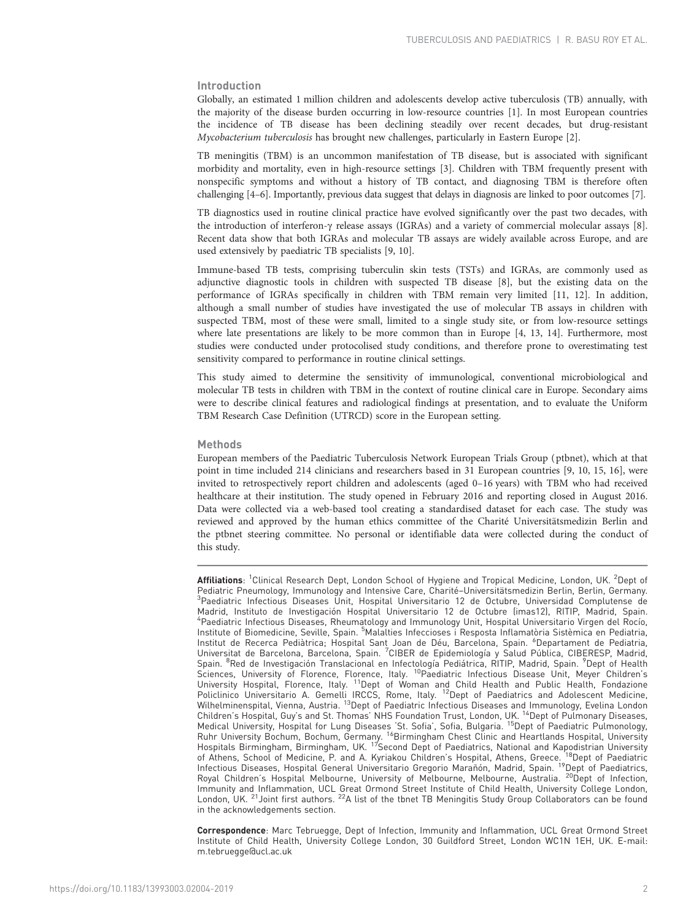## Introduction

Globally, an estimated 1 million children and adolescents develop active tuberculosis (TB) annually, with the majority of the disease burden occurring in low-resource countries [1]. In most European countries the incidence of TB disease has been declining steadily over recent decades, but drug-resistant *Mycobacterium tuberculosis* has brought new challenges, particularly in Eastern Europe [2].

TB meningitis (TBM) is an uncommon manifestation of TB disease, but is associated with significant morbidity and mortality, even in high-resource settings [3]. Children with TBM frequently present with nonspecific symptoms and without a history of TB contact, and diagnosing TBM is therefore often challenging [4–6]. Importantly, previous data suggest that delays in diagnosis are linked to poor outcomes [7].

TB diagnostics used in routine clinical practice have evolved significantly over the past two decades, with the introduction of interferon-γ release assays (IGRAs) and a variety of commercial molecular assays [8]. Recent data show that both IGRAs and molecular TB assays are widely available across Europe, and are used extensively by paediatric TB specialists [9, 10].

Immune-based TB tests, comprising tuberculin skin tests (TSTs) and IGRAs, are commonly used as adjunctive diagnostic tools in children with suspected TB disease [8], but the existing data on the performance of IGRAs specifically in children with TBM remain very limited [11, 12]. In addition, although a small number of studies have investigated the use of molecular TB assays in children with suspected TBM, most of these were small, limited to a single study site, or from low-resource settings where late presentations are likely to be more common than in Europe [4, 13, 14]. Furthermore, most studies were conducted under protocolised study conditions, and therefore prone to overestimating test sensitivity compared to performance in routine clinical settings.

This study aimed to determine the sensitivity of immunological, conventional microbiological and molecular TB tests in children with TBM in the context of routine clinical care in Europe. Secondary aims were to describe clinical features and radiological findings at presentation, and to evaluate the Uniform TBM Research Case Definition (UTRCD) score in the European setting.

## Methods

European members of the Paediatric Tuberculosis Network European Trials Group (ptbnet), which at that point in time included 214 clinicians and researchers based in 31 European countries [9, 10, 15, 16], were invited to retrospectively report children and adolescents (aged 0–16 years) with TBM who had received healthcare at their institution. The study opened in February 2016 and reporting closed in August 2016. Data were collected via a web-based tool creating a standardised dataset for each case. The study was reviewed and approved by the human ethics committee of the Charité Universitätsmedizin Berlin and the ptbnet steering committee. No personal or identifiable data were collected during the conduct of this study.

---

**Affiliations**: [1]Clinical Research Dept, London School of Hygiene and Tropical Medicine, London, UK. [2]Dept of Pediatric Pneumology, Immunology and Intensive Care, Charité–Universitätsmedizin Berlin, Berlin, Germany. [3]Paediatric Infectious Diseases Unit, Hospital Universitario 12 de Octubre, Universidad Complutense de Madrid, Instituto de Investigación Hospital Universitario 12 de Octubre (imas12), RITIP, Madrid, Spain. [4]Paediatric Infectious Diseases, Rheumatology and Immunology Unit, Hospital Universitario Virgen del Rocío, Institute of Biomedicine, Seville, Spain. [5]Malalties Infeccioses i Resposta Inflamatòria Sistèmica en Pediatria, Institut de Recerca Pediàtrica; Hospital Sant Joan de Déu, Barcelona, Spain. [6]Departament de Pediatria, Universitat de Barcelona, Barcelona, Spain. [7]CIBER de Epidemiología y Salud Pública, CIBERESP, Madrid, Spain. [8]Red de Investigación Translacional en Infectología Pediátrica, RITIP, Madrid, Spain. [9]Dept of Health Sciences, University of Florence, Florence, Italy. [10]Paediatric Infectious Disease Unit, Meyer Children's University Hospital, Florence, Italy. [11]Dept of Woman and Child Health and Public Health, Fondazione Policlinico Universitario A. Gemelli IRCCS, Rome, Italy. [12]Dept of Paediatrics and Adolescent Medicine, Wilhelminenspital, Vienna, Austria. [13]Dept of Paediatric Infectious Diseases and Immunology, Evelina London Children's Hospital, Guy's and St. Thomas' NHS Foundation Trust, London, UK. [14]Dept of Pulmonary Diseases, Medical University, Hospital for Lung Diseases 'St. Sofia', Sofia, Bulgaria. [15]Dept of Paediatric Pulmonology, Ruhr University Bochum, Bochum, Germany. [16]Birmingham Chest Clinic and Heartlands Hospital, University Hospitals Birmingham, Birmingham, UK. [17]Second Dept of Paediatrics, National and Kapodistrian University of Athens, School of Medicine, P. and A. Kyriakou Children's Hospital, Athens, Greece. [18]Dept of Paediatric Infectious Diseases, Hospital General Universitario Gregorio Marañón, Madrid, Spain. [19]Dept of Paediatrics, Royal Children's Hospital Melbourne, University of Melbourne, Melbourne, Australia. [20]Dept of Infection, Immunity and Inflammation, UCL Great Ormond Street Institute of Child Health, University College London, London, UK. [21]Joint first authors. [22]A list of the tbnet TB Meningitis Study Group Collaborators can be found in the acknowledgements section.

**Correspondence**: Marc Tebruegge, Dept of Infection, Immunity and Inflammation, UCL Great Ormond Street Institute of Child Health, University College London, 30 Guildford Street, London WC1N 1EH, UK. E-mail: m.tebruegge@ucl.ac.uk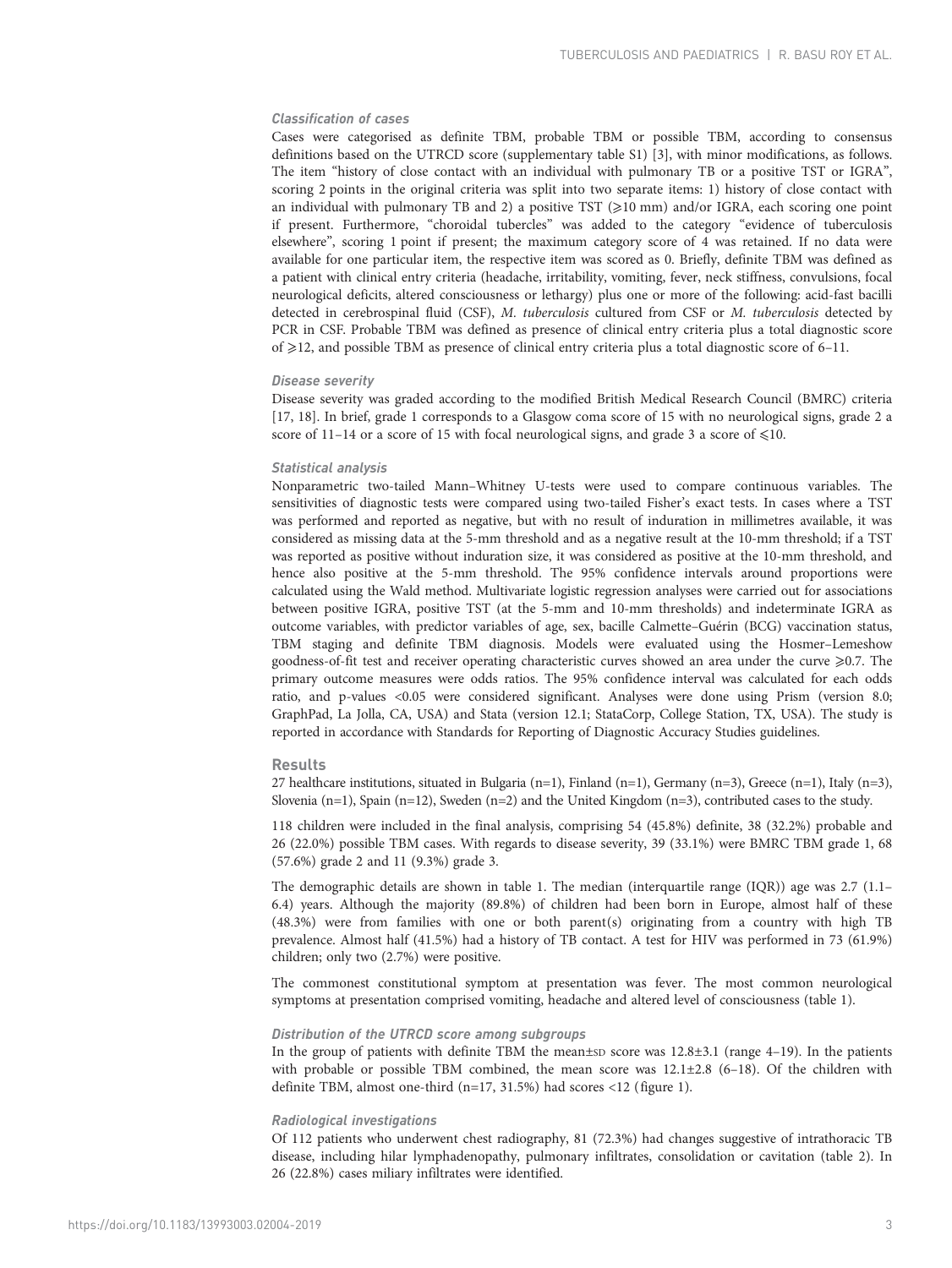#### *Classification of cases*

Cases were categorised as definite TBM, probable TBM or possible TBM, according to consensus definitions based on the UTRCD score (supplementary table S1) [3], with minor modifications, as follows. The item "history of close contact with an individual with pulmonary TB or a positive TST or IGRA", scoring 2 points in the original criteria was split into two separate items: 1) history of close contact with an individual with pulmonary TB and 2) a positive TST (⩾10 mm) and/or IGRA, each scoring one point if present. Furthermore, "choroidal tubercles" was added to the category "evidence of tuberculosis elsewhere", scoring 1 point if present; the maximum category score of 4 was retained. If no data were available for one particular item, the respective item was scored as 0. Briefly, definite TBM was defined as a patient with clinical entry criteria (headache, irritability, vomiting, fever, neck stiffness, convulsions, focal neurological deficits, altered consciousness or lethargy) plus one or more of the following: acid-fast bacilli detected in cerebrospinal fluid (CSF), *M. tuberculosis* cultured from CSF or *M. tuberculosis* detected by PCR in CSF. Probable TBM was defined as presence of clinical entry criteria plus a total diagnostic score of ⩾12, and possible TBM as presence of clinical entry criteria plus a total diagnostic score of 6–11.

#### *Disease severity*

Disease severity was graded according to the modified British Medical Research Council (BMRC) criteria [17, 18]. In brief, grade 1 corresponds to a Glasgow coma score of 15 with no neurological signs, grade 2 a score of 11–14 or a score of 15 with focal neurological signs, and grade 3 a score of ⩽10.

#### *Statistical analysis*

Nonparametric two-tailed Mann–Whitney U-tests were used to compare continuous variables. The sensitivities of diagnostic tests were compared using two-tailed Fisher's exact tests. In cases where a TST was performed and reported as negative, but with no result of induration in millimetres available, it was considered as missing data at the 5-mm threshold and as a negative result at the 10-mm threshold; if a TST was reported as positive without induration size, it was considered as positive at the 10-mm threshold, and hence also positive at the 5-mm threshold. The 95% confidence intervals around proportions were calculated using the Wald method. Multivariate logistic regression analyses were carried out for associations between positive IGRA, positive TST (at the 5-mm and 10-mm thresholds) and indeterminate IGRA as outcome variables, with predictor variables of age, sex, bacille Calmette–Guérin (BCG) vaccination status, TBM staging and definite TBM diagnosis. Models were evaluated using the Hosmer–Lemeshow goodness-of-fit test and receiver operating characteristic curves showed an area under the curve ⩾0.7. The primary outcome measures were odds ratios. The 95% confidence interval was calculated for each odds ratio, and p-values <0.05 were considered significant. Analyses were done using Prism (version 8.0; GraphPad, La Jolla, CA, USA) and Stata (version 12.1; StataCorp, College Station, TX, USA). The study is reported in accordance with Standards for Reporting of Diagnostic Accuracy Studies guidelines.

## Results

27 healthcare institutions, situated in Bulgaria (n=1), Finland (n=1), Germany (n=3), Greece (n=1), Italy (n=3), Slovenia (n=1), Spain (n=12), Sweden (n=2) and the United Kingdom (n=3), contributed cases to the study.

118 children were included in the final analysis, comprising 54 (45.8%) definite, 38 (32.2%) probable and 26 (22.0%) possible TBM cases. With regards to disease severity, 39 (33.1%) were BMRC TBM grade 1, 68 (57.6%) grade 2 and 11 (9.3%) grade 3.

The demographic details are shown in table 1. The median (interquartile range (IQR)) age was 2.7 (1.1–6.4) years. Although the majority (89.8%) of children had been born in Europe, almost half of these (48.3%) were from families with one or both parent(s) originating from a country with high TB prevalence. Almost half (41.5%) had a history of TB contact. A test for HIV was performed in 73 (61.9%) children; only two (2.7%) were positive.

The commonest constitutional symptom at presentation was fever. The most common neurological symptoms at presentation comprised vomiting, headache and altered level of consciousness (table 1).

#### *Distribution of the UTRCD score among subgroups*

In the group of patients with definite TBM the mean±SD score was 12.8±3.1 (range 4–19). In the patients with probable or possible TBM combined, the mean score was 12.1±2.8 (6–18). Of the children with definite TBM, almost one-third (n=17, 31.5%) had scores <12 (figure 1).

#### *Radiological investigations*

Of 112 patients who underwent chest radiography, 81 (72.3%) had changes suggestive of intrathoracic TB disease, including hilar lymphadenopathy, pulmonary infiltrates, consolidation or cavitation (table 2). In 26 (22.8%) cases miliary infiltrates were identified.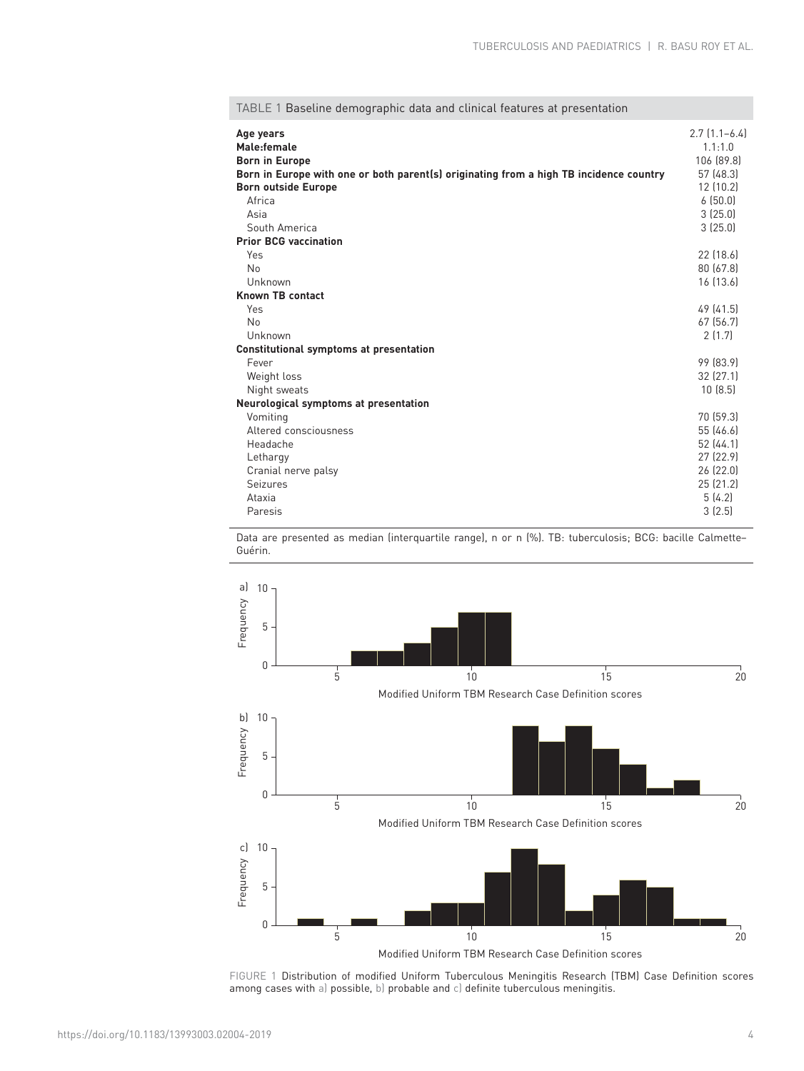TABLE 1 Baseline demographic data and clinical features at presentation

| | |
|---|---|
| **Age years** | 2.7 (1.1–6.4) |
| **Male:female** | 1.1:1.0 |
| **Born in Europe** | 106 (89.8) |
| **Born in Europe with one or both parent(s) originating from a high TB incidence country** | 57 (48.3) |
| **Born outside Europe** | 12 (10.2) |
| Africa | 6 (50.0) |
| Asia | 3 (25.0) |
| South America | 3 (25.0) |
| **Prior BCG vaccination** | |
| Yes | 22 (18.6) |
| No | 80 (67.8) |
| Unknown | 16 (13.6) |
| **Known TB contact** | |
| Yes | 49 (41.5) |
| No | 67 (56.7) |
| Unknown | 2 (1.7) |
| **Constitutional symptoms at presentation** | |
| Fever | 99 (83.9) |
| Weight loss | 32 (27.1) |
| Night sweats | 10 (8.5) |
| **Neurological symptoms at presentation** | |
| Vomiting | 70 (59.3) |
| Altered consciousness | 55 (46.6) |
| Headache | 52 (44.1) |
| Lethargy | 27 (22.9) |
| Cranial nerve palsy | 26 (22.0) |
| Seizures | 25 (21.2) |
| Ataxia | 5 (4.2) |
| Paresis | 3 (2.5) |

Data are presented as median (interquartile range), n or n (%). TB: tuberculosis; BCG: bacille Calmette–Guérin.

FIGURE 1 Distribution of modified Uniform Tuberculous Meningitis Research (TBM) Case Definition scores among cases with a) possible, b) probable and c) definite tuberculous meningitis.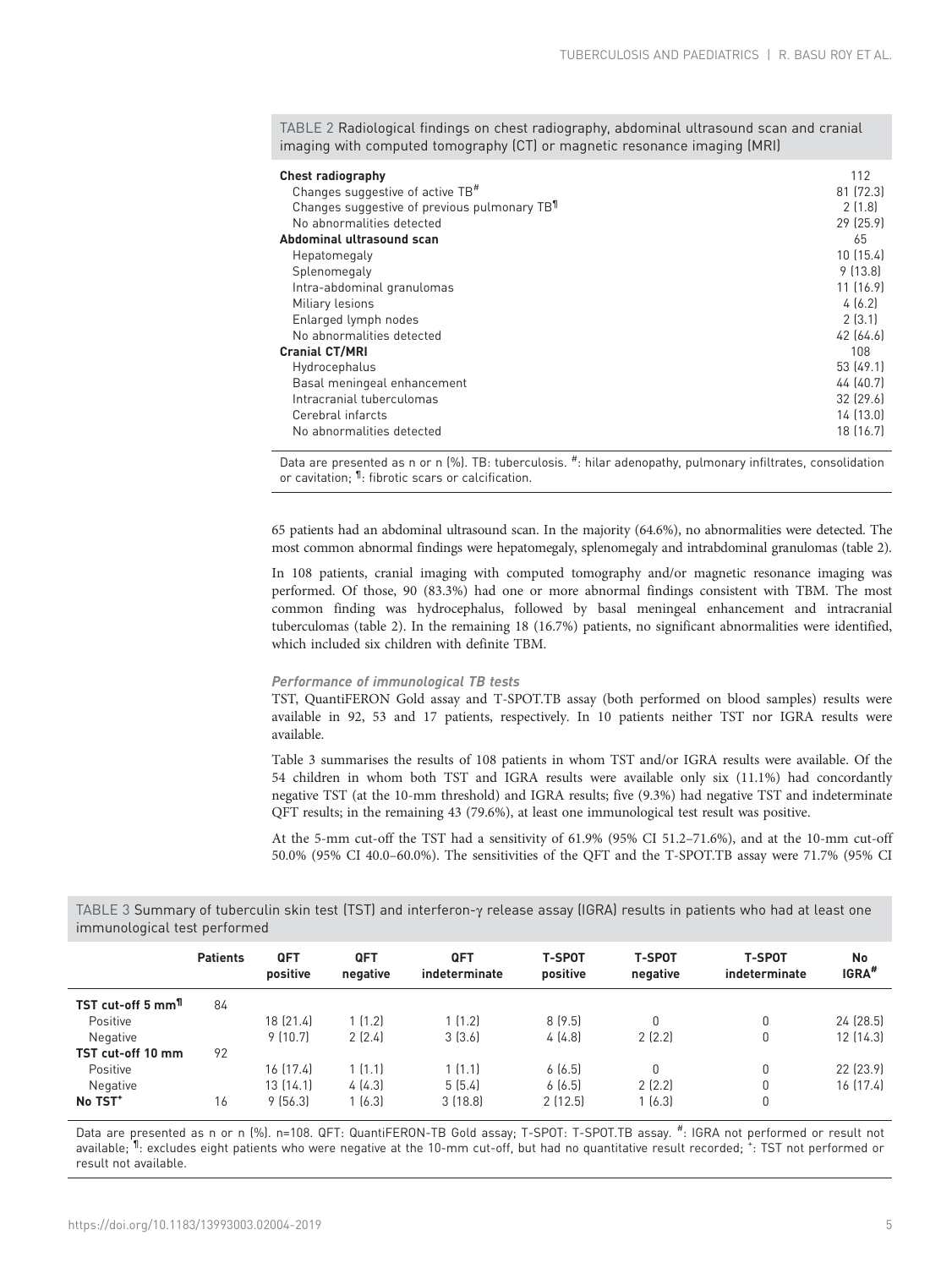TABLE 2 Radiological findings on chest radiography, abdominal ultrasound scan and cranial imaging with computed tomography (CT) or magnetic resonance imaging (MRI)

| | |
|---|---|
| **Chest radiography** | 112 |
| Changes suggestive of active TB[#] | 81 (72.3) |
| Changes suggestive of previous pulmonary TB[¶] | 2 (1.8) |
| No abnormalities detected | 29 (25.9) |
| **Abdominal ultrasound scan** | 65 |
| Hepatomegaly | 10 (15.4) |
| Splenomegaly | 9 (13.8) |
| Intra-abdominal granulomas | 11 (16.9) |
| Miliary lesions | 4 (6.2) |
| Enlarged lymph nodes | 2 (3.1) |
| No abnormalities detected | 42 (64.6) |
| **Cranial CT/MRI** | 108 |
| Hydrocephalus | 53 (49.1) |
| Basal meningeal enhancement | 44 (40.7) |
| Intracranial tuberculomas | 32 (29.6) |
| Cerebral infarcts | 14 (13.0) |
| No abnormalities detected | 18 (16.7) |

Data are presented as n or n (%). TB: tuberculosis. #: hilar adenopathy, pulmonary infiltrates, consolidation or cavitation; ¶: fibrotic scars or calcification.

65 patients had an abdominal ultrasound scan. In the majority (64.6%), no abnormalities were detected. The most common abnormal findings were hepatomegaly, splenomegaly and intrabdominal granulomas (table 2).

In 108 patients, cranial imaging with computed tomography and/or magnetic resonance imaging was performed. Of those, 90 (83.3%) had one or more abnormal findings consistent with TBM. The most common finding was hydrocephalus, followed by basal meningeal enhancement and intracranial tuberculomas (table 2). In the remaining 18 (16.7%) patients, no significant abnormalities were identified, which included six children with definite TBM.

### *Performance of immunological TB tests*

TST, QuantiFERON Gold assay and T-SPOT.TB assay (both performed on blood samples) results were available in 92, 53 and 17 patients, respectively. In 10 patients neither TST nor IGRA results were available.

Table 3 summarises the results of 108 patients in whom TST and/or IGRA results were available. Of the 54 children in whom both TST and IGRA results were available only six (11.1%) had concordantly negative TST (at the 10-mm threshold) and IGRA results; five (9.3%) had negative TST and indeterminate QFT results; in the remaining 43 (79.6%), at least one immunological test result was positive.

At the 5-mm cut-off the TST had a sensitivity of 61.9% (95% CI 51.2–71.6%), and at the 10-mm cut-off 50.0% (95% CI 40.0–60.0%). The sensitivities of the QFT and the T-SPOT.TB assay were 71.7% (95% CI

TABLE 3 Summary of tuberculin skin test (TST) and interferon-γ release assay (IGRA) results in patients who had at least one immunological test performed

| | Patients | QFT positive | QFT negative | QFT indeterminate | T-SPOT positive | T-SPOT negative | T-SPOT indeterminate | No IGRA[#] |
|---|---|---|---|---|---|---|---|---|
| **TST cut-off 5 mm[¶]** | 84 | | | | | | | |
| Positive | | 18 (21.4) | 1 (1.2) | 1 (1.2) | 8 (9.5) | 0 | 0 | 24 (28.5) |
| Negative | | 9 (10.7) | 2 (2.4) | 3 (3.6) | 4 (4.8) | 2 (2.2) | 0 | 12 (14.3) |
| **TST cut-off 10 mm** | 92 | | | | | | | |
| Positive | | 16 (17.4) | 1 (1.1) | 1 (1.1) | 6 (6.5) | 0 | 0 | 22 (23.9) |
| Negative | | 13 (14.1) | 4 (4.3) | 5 (5.4) | 6 (6.5) | 2 (2.2) | 0 | 16 (17.4) |
| **No TST[+]** | 16 | 9 (56.3) | 1 (6.3) | 3 (18.8) | 2 (12.5) | 1 (6.3) | 0 | |

Data are presented as n or n (%). n=108. QFT: QuantiFERON-TB Gold assay; T-SPOT: T-SPOT.TB assay. #: IGRA not performed or result not available; ¶: excludes eight patients who were negative at the 10-mm cut-off, but had no quantitative result recorded; +: TST not performed or result not available.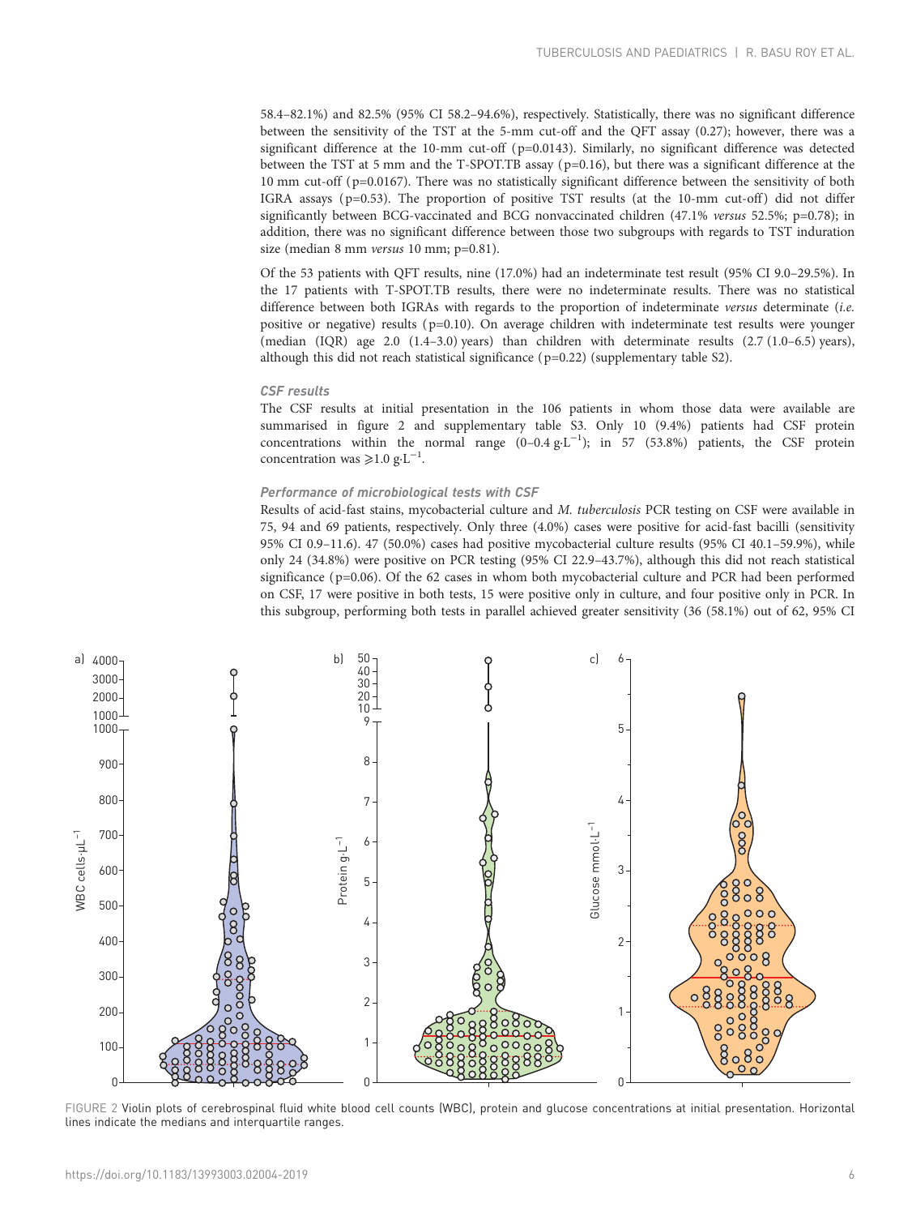58.4–82.1%) and 82.5% (95% CI 58.2–94.6%), respectively. Statistically, there was no significant difference between the sensitivity of the TST at the 5-mm cut-off and the QFT assay (0.27); however, there was a significant difference at the 10-mm cut-off (p=0.0143). Similarly, no significant difference was detected between the TST at 5 mm and the T-SPOT.TB assay (p=0.16), but there was a significant difference at the 10 mm cut-off (p=0.0167). There was no statistically significant difference between the sensitivity of both IGRA assays (p=0.53). The proportion of positive TST results (at the 10-mm cut-off) did not differ significantly between BCG-vaccinated and BCG nonvaccinated children (47.1% *versus* 52.5%; p=0.78); in addition, there was no significant difference between those two subgroups with regards to TST induration size (median 8 mm *versus* 10 mm; p=0.81).

Of the 53 patients with QFT results, nine (17.0%) had an indeterminate test result (95% CI 9.0–29.5%). In the 17 patients with T-SPOT.TB results, there were no indeterminate results. There was no statistical difference between both IGRAs with regards to the proportion of indeterminate *versus* determinate (*i.e.* positive or negative) results (p=0.10). On average children with indeterminate test results were younger (median (IQR) age 2.0 (1.4–3.0) years) than children with determinate results (2.7 (1.0–6.5) years), although this did not reach statistical significance (p=0.22) (supplementary table S2).

### CSF results

The CSF results at initial presentation in the 106 patients in whom those data were available are summarised in figure 2 and supplementary table S3. Only 10 (9.4%) patients had CSF protein concentrations within the normal range (0–0.4 $g \cdot L^{-1}$); in 57 (53.8%) patients, the CSF protein concentration was $\geqslant 1.0$ $g \cdot L^{-1}$.

### Performance of microbiological tests with CSF

Results of acid-fast stains, mycobacterial culture and *M. tuberculosis* PCR testing on CSF were available in 75, 94 and 69 patients, respectively. Only three (4.0%) cases were positive for acid-fast bacilli (sensitivity 95% CI 0.9–11.6). 47 (50.0%) cases had positive mycobacterial culture results (95% CI 40.1–59.9%), while only 24 (34.8%) were positive on PCR testing (95% CI 22.9–43.7%), although this did not reach statistical significance (p=0.06). Of the 62 cases in whom both mycobacterial culture and PCR had been performed on CSF, 17 were positive in both tests, 15 were positive only in culture, and four positive only in PCR. In this subgroup, performing both tests in parallel achieved greater sensitivity (36 (58.1%) out of 62, 95% CI

FIGURE 2 Violin plots of cerebrospinal fluid white blood cell counts (WBC), protein and glucose concentrations at initial presentation. Horizontal lines indicate the medians and interquartile ranges.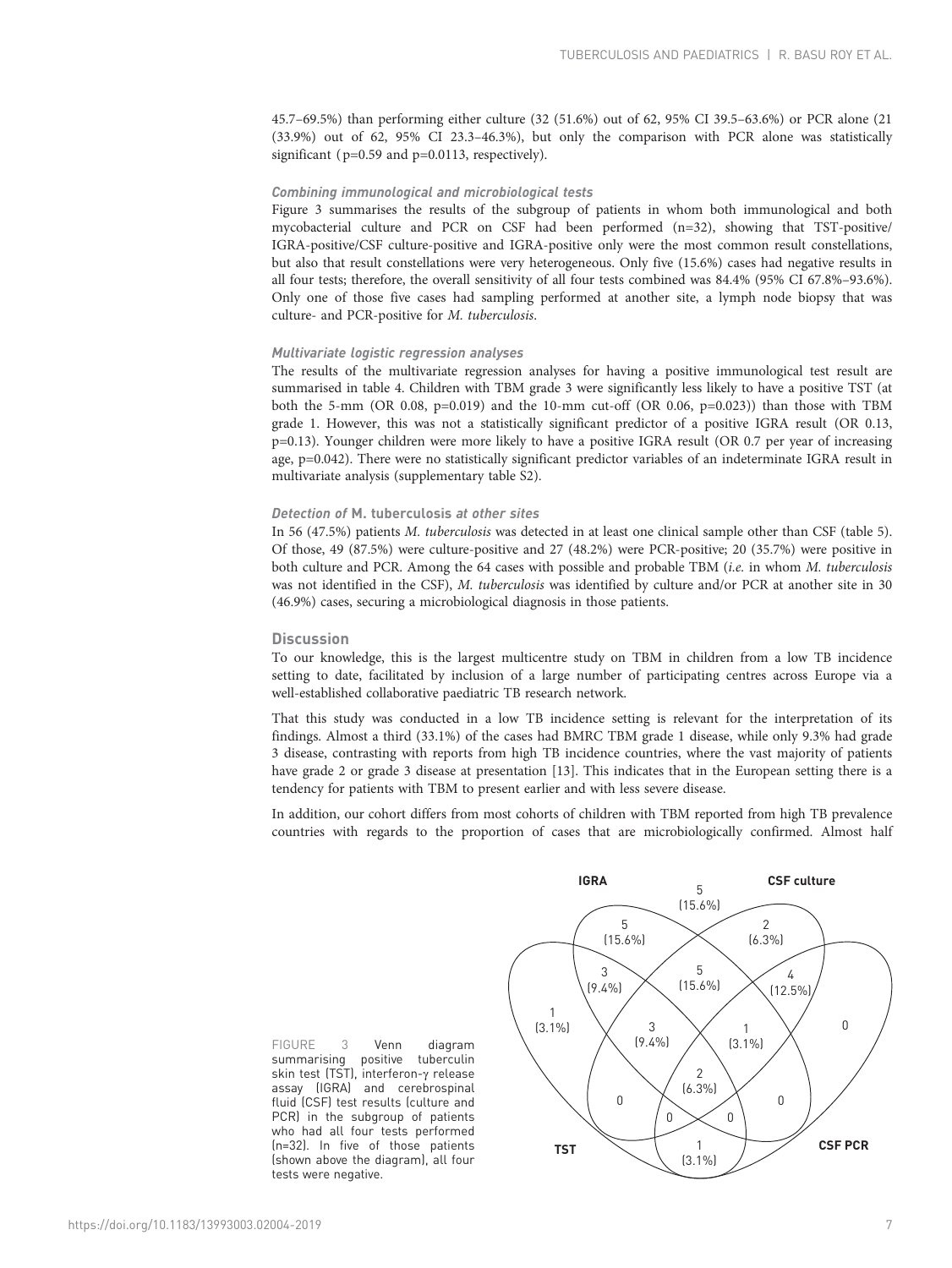45.7–69.5%) than performing either culture (32 (51.6%) out of 62, 95% CI 39.5–63.6%) or PCR alone (21 (33.9%) out of 62, 95% CI 23.3–46.3%), but only the comparison with PCR alone was statistically significant (p=0.59 and p=0.0113, respectively).

#### *Combining immunological and microbiological tests*

Figure 3 summarises the results of the subgroup of patients in whom both immunological and both mycobacterial culture and PCR on CSF had been performed (n=32), showing that TST-positive/IGRA-positive/CSF culture-positive and IGRA-positive only were the most common result constellations, but also that result constellations were very heterogeneous. Only five (15.6%) cases had negative results in all four tests; therefore, the overall sensitivity of all four tests combined was 84.4% (95% CI 67.8%–93.6%). Only one of those five cases had sampling performed at another site, a lymph node biopsy that was culture- and PCR-positive for *M. tuberculosis*.

#### *Multivariate logistic regression analyses*

The results of the multivariate regression analyses for having a positive immunological test result are summarised in table 4. Children with TBM grade 3 were significantly less likely to have a positive TST (at both the 5-mm (OR 0.08, p=0.019) and the 10-mm cut-off (OR 0.06, p=0.023)) than those with TBM grade 1. However, this was not a statistically significant predictor of a positive IGRA result (OR 0.13, p=0.13). Younger children were more likely to have a positive IGRA result (OR 0.7 per year of increasing age, p=0.042). There were no statistically significant predictor variables of an indeterminate IGRA result in multivariate analysis (supplementary table S2).

#### *Detection of* **M. tuberculosis** *at other sites*

In 56 (47.5%) patients *M. tuberculosis* was detected in at least one clinical sample other than CSF (table 5). Of those, 49 (87.5%) were culture-positive and 27 (48.2%) were PCR-positive; 20 (35.7%) were positive in both culture and PCR. Among the 64 cases with possible and probable TBM (*i.e.* in whom *M. tuberculosis* was not identified in the CSF), *M. tuberculosis* was identified by culture and/or PCR at another site in 30 (46.9%) cases, securing a microbiological diagnosis in those patients.

## Discussion

To our knowledge, this is the largest multicentre study on TBM in children from a low TB incidence setting to date, facilitated by inclusion of a large number of participating centres across Europe via a well-established collaborative paediatric TB research network.

That this study was conducted in a low TB incidence setting is relevant for the interpretation of its findings. Almost a third (33.1%) of the cases had BMRC TBM grade 1 disease, while only 9.3% had grade 3 disease, contrasting with reports from high TB incidence countries, where the vast majority of patients have grade 2 or grade 3 disease at presentation [13]. This indicates that in the European setting there is a tendency for patients with TBM to present earlier and with less severe disease.

In addition, our cohort differs from most cohorts of children with TBM reported from high TB prevalence countries with regards to the proportion of cases that are microbiologically confirmed. Almost half

FIGURE 3 Venn diagram summarising positive tuberculin skin test (TST), interferon-γ release assay (IGRA) and cerebrospinal fluid (CSF) test results (culture and PCR) in the subgroup of patients who had all four tests performed (n=32). In five of those patients (shown above the diagram), all four tests were negative.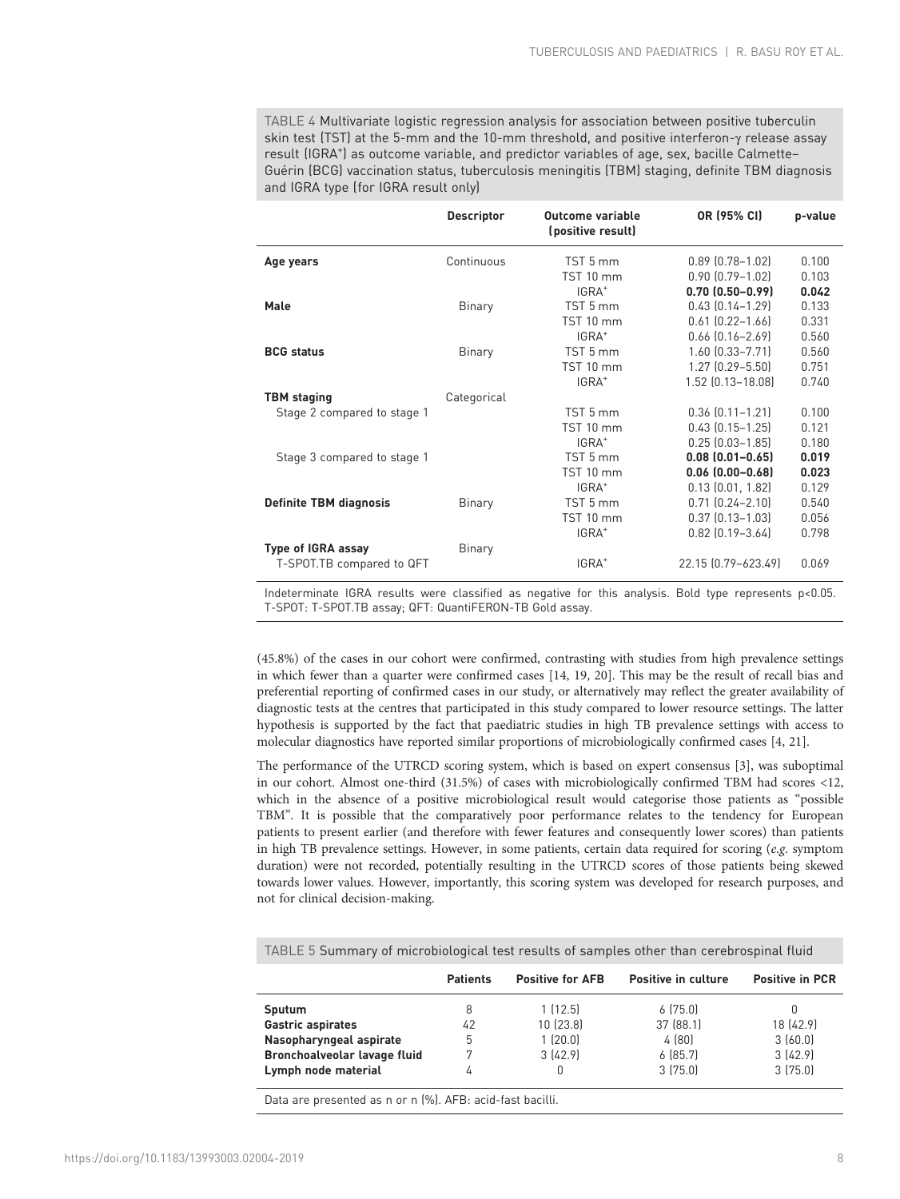TABLE 4 Multivariate logistic regression analysis for association between positive tuberculin skin test (TST) at the 5-mm and the 10-mm threshold, and positive interferon-γ release assay result (IGRA⁺) as outcome variable, and predictor variables of age, sex, bacille Calmette–Guérin (BCG) vaccination status, tuberculosis meningitis (TBM) staging, definite TBM diagnosis and IGRA type (for IGRA result only)

| | Descriptor | Outcome variable (positive result) | OR (95% CI) | p-value |
|---|---|---|---|---|
| **Age years** | Continuous | TST 5 mm | 0.89 (0.78–1.02) | 0.100 |
| | | TST 10 mm | 0.90 (0.79–1.02) | 0.103 |
| | | IGRA⁺ | **0.70 (0.50–0.99)** | **0.042** |
| **Male** | Binary | TST 5 mm | 0.43 (0.14–1.29) | 0.133 |
| | | TST 10 mm | 0.61 (0.22–1.66) | 0.331 |
| | | IGRA⁺ | 0.66 (0.16–2.69) | 0.560 |
| **BCG status** | Binary | TST 5 mm | 1.60 (0.33–7.71) | 0.560 |
| | | TST 10 mm | 1.27 (0.29–5.50) | 0.751 |
| | | IGRA⁺ | 1.52 (0.13–18.08) | 0.740 |
| **TBM staging** | Categorical | | | |
| Stage 2 compared to stage 1 | | TST 5 mm | 0.36 (0.11–1.21) | 0.100 |
| | | TST 10 mm | 0.43 (0.15–1.25) | 0.121 |
| | | IGRA⁺ | 0.25 (0.03–1.85) | 0.180 |
| Stage 3 compared to stage 1 | | TST 5 mm | **0.08 (0.01–0.65)** | **0.019** |
| | | TST 10 mm | **0.06 (0.00–0.68)** | **0.023** |
| | | IGRA⁺ | 0.13 (0.01, 1.82) | 0.129 |
| **Definite TBM diagnosis** | Binary | TST 5 mm | 0.71 (0.24–2.10) | 0.540 |
| | | TST 10 mm | 0.37 (0.13–1.03) | 0.056 |
| | | IGRA⁺ | 0.82 (0.19–3.64) | 0.798 |
| **Type of IGRA assay** | Binary | | | |
| T-SPOT.TB compared to QFT | | IGRA⁺ | 22.15 (0.79–623.49) | 0.069 |

Indeterminate IGRA results were classified as negative for this analysis. Bold type represents p<0.05. T-SPOT: T-SPOT.TB assay; QFT: QuantiFERON-TB Gold assay.

(45.8%) of the cases in our cohort were confirmed, contrasting with studies from high prevalence settings in which fewer than a quarter were confirmed cases [14, 19, 20]. This may be the result of recall bias and preferential reporting of confirmed cases in our study, or alternatively may reflect the greater availability of diagnostic tests at the centres that participated in this study compared to lower resource settings. The latter hypothesis is supported by the fact that paediatric studies in high TB prevalence settings with access to molecular diagnostics have reported similar proportions of microbiologically confirmed cases [4, 21].

The performance of the UTRCD scoring system, which is based on expert consensus [3], was suboptimal in our cohort. Almost one-third (31.5%) of cases with microbiologically confirmed TBM had scores <12, which in the absence of a positive microbiological result would categorise those patients as "possible TBM". It is possible that the comparatively poor performance relates to the tendency for European patients to present earlier (and therefore with fewer features and consequently lower scores) than patients in high TB prevalence settings. However, in some patients, certain data required for scoring (*e.g.* symptom duration) were not recorded, potentially resulting in the UTRCD scores of those patients being skewed towards lower values. However, importantly, this scoring system was developed for research purposes, and not for clinical decision-making.

TABLE 5 Summary of microbiological test results of samples other than cerebrospinal fluid

| | Patients | Positive for AFB | Positive in culture | Positive in PCR |
|---|---|---|---|---|
| **Sputum** | 8 | 1 (12.5) | 6 (75.0) | 0 |
| **Gastric aspirates** | 42 | 10 (23.8) | 37 (88.1) | 18 (42.9) |
| **Nasopharyngeal aspirate** | 5 | 1 (20.0) | 4 (80) | 3 (60.0) |
| **Bronchoalveolar lavage fluid** | 7 | 3 (42.9) | 6 (85.7) | 3 (42.9) |
| **Lymph node material** | 4 | 0 | 3 (75.0) | 3 (75.0) |

Data are presented as n or n (%). AFB: acid-fast bacilli.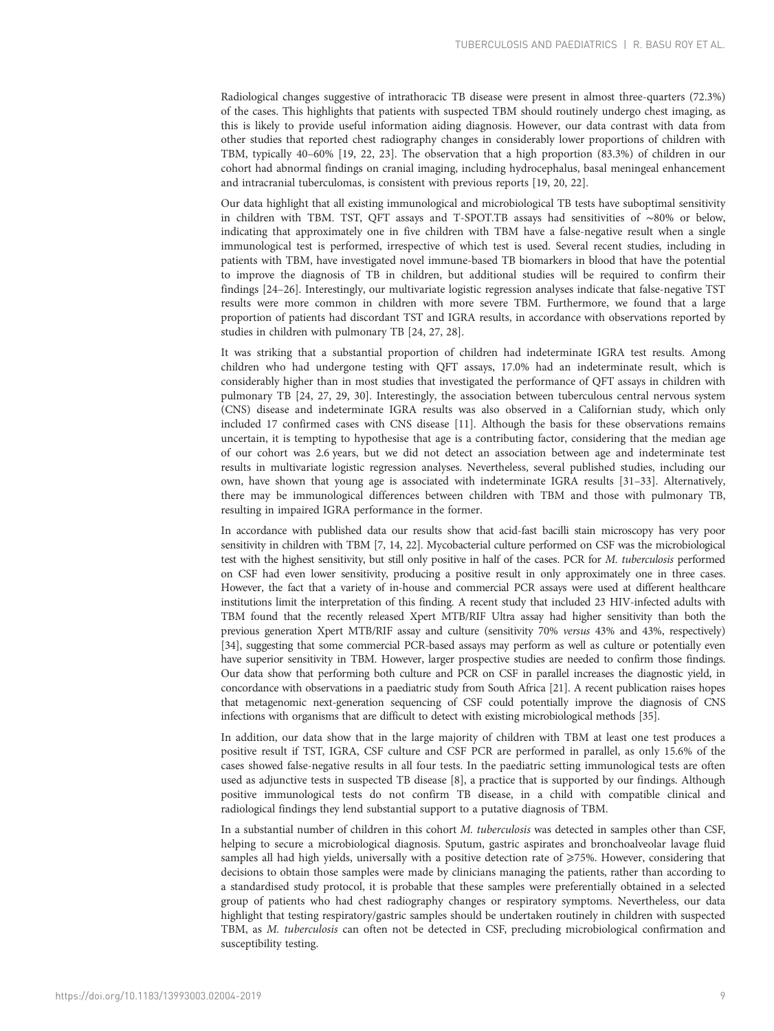Radiological changes suggestive of intrathoracic TB disease were present in almost three-quarters (72.3%) of the cases. This highlights that patients with suspected TBM should routinely undergo chest imaging, as this is likely to provide useful information aiding diagnosis. However, our data contrast with data from other studies that reported chest radiography changes in considerably lower proportions of children with TBM, typically 40–60% [19, 22, 23]. The observation that a high proportion (83.3%) of children in our cohort had abnormal findings on cranial imaging, including hydrocephalus, basal meningeal enhancement and intracranial tuberculomas, is consistent with previous reports [19, 20, 22].

Our data highlight that all existing immunological and microbiological TB tests have suboptimal sensitivity in children with TBM. TST, QFT assays and T-SPOT.TB assays had sensitivities of ∼80% or below, indicating that approximately one in five children with TBM have a false-negative result when a single immunological test is performed, irrespective of which test is used. Several recent studies, including in patients with TBM, have investigated novel immune-based TB biomarkers in blood that have the potential to improve the diagnosis of TB in children, but additional studies will be required to confirm their findings [24–26]. Interestingly, our multivariate logistic regression analyses indicate that false-negative TST results were more common in children with more severe TBM. Furthermore, we found that a large proportion of patients had discordant TST and IGRA results, in accordance with observations reported by studies in children with pulmonary TB [24, 27, 28].

It was striking that a substantial proportion of children had indeterminate IGRA test results. Among children who had undergone testing with QFT assays, 17.0% had an indeterminate result, which is considerably higher than in most studies that investigated the performance of QFT assays in children with pulmonary TB [24, 27, 29, 30]. Interestingly, the association between tuberculous central nervous system (CNS) disease and indeterminate IGRA results was also observed in a Californian study, which only included 17 confirmed cases with CNS disease [11]. Although the basis for these observations remains uncertain, it is tempting to hypothesise that age is a contributing factor, considering that the median age of our cohort was 2.6 years, but we did not detect an association between age and indeterminate test results in multivariate logistic regression analyses. Nevertheless, several published studies, including our own, have shown that young age is associated with indeterminate IGRA results [31–33]. Alternatively, there may be immunological differences between children with TBM and those with pulmonary TB, resulting in impaired IGRA performance in the former.

In accordance with published data our results show that acid-fast bacilli stain microscopy has very poor sensitivity in children with TBM [7, 14, 22]. Mycobacterial culture performed on CSF was the microbiological test with the highest sensitivity, but still only positive in half of the cases. PCR for *M. tuberculosis* performed on CSF had even lower sensitivity, producing a positive result in only approximately one in three cases. However, the fact that a variety of in-house and commercial PCR assays were used at different healthcare institutions limit the interpretation of this finding. A recent study that included 23 HIV-infected adults with TBM found that the recently released Xpert MTB/RIF Ultra assay had higher sensitivity than both the previous generation Xpert MTB/RIF assay and culture (sensitivity 70% *versus* 43% and 43%, respectively) [34], suggesting that some commercial PCR-based assays may perform as well as culture or potentially even have superior sensitivity in TBM. However, larger prospective studies are needed to confirm those findings. Our data show that performing both culture and PCR on CSF in parallel increases the diagnostic yield, in concordance with observations in a paediatric study from South Africa [21]. A recent publication raises hopes that metagenomic next-generation sequencing of CSF could potentially improve the diagnosis of CNS infections with organisms that are difficult to detect with existing microbiological methods [35].

In addition, our data show that in the large majority of children with TBM at least one test produces a positive result if TST, IGRA, CSF culture and CSF PCR are performed in parallel, as only 15.6% of the cases showed false-negative results in all four tests. In the paediatric setting immunological tests are often used as adjunctive tests in suspected TB disease [8], a practice that is supported by our findings. Although positive immunological tests do not confirm TB disease, in a child with compatible clinical and radiological findings they lend substantial support to a putative diagnosis of TBM.

In a substantial number of children in this cohort *M. tuberculosis* was detected in samples other than CSF, helping to secure a microbiological diagnosis. Sputum, gastric aspirates and bronchoalveolar lavage fluid samples all had high yields, universally with a positive detection rate of ⩾75%. However, considering that decisions to obtain those samples were made by clinicians managing the patients, rather than according to a standardised study protocol, it is probable that these samples were preferentially obtained in a selected group of patients who had chest radiography changes or respiratory symptoms. Nevertheless, our data highlight that testing respiratory/gastric samples should be undertaken routinely in children with suspected TBM, as *M. tuberculosis* can often not be detected in CSF, precluding microbiological confirmation and susceptibility testing.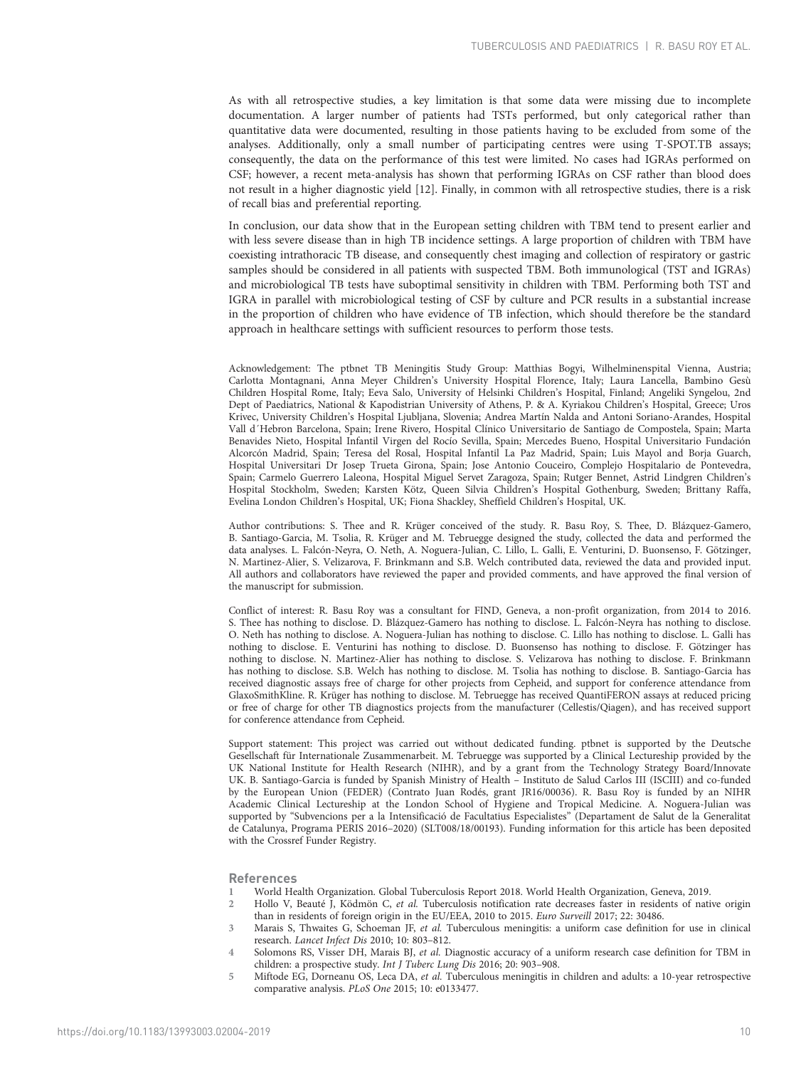As with all retrospective studies, a key limitation is that some data were missing due to incomplete documentation. A larger number of patients had TSTs performed, but only categorical rather than quantitative data were documented, resulting in those patients having to be excluded from some of the analyses. Additionally, only a small number of participating centres were using T-SPOT.TB assays; consequently, the data on the performance of this test were limited. No cases had IGRAs performed on CSF; however, a recent meta-analysis has shown that performing IGRAs on CSF rather than blood does not result in a higher diagnostic yield [12]. Finally, in common with all retrospective studies, there is a risk of recall bias and preferential reporting.

In conclusion, our data show that in the European setting children with TBM tend to present earlier and with less severe disease than in high TB incidence settings. A large proportion of children with TBM have coexisting intrathoracic TB disease, and consequently chest imaging and collection of respiratory or gastric samples should be considered in all patients with suspected TBM. Both immunological (TST and IGRAs) and microbiological TB tests have suboptimal sensitivity in children with TBM. Performing both TST and IGRA in parallel with microbiological testing of CSF by culture and PCR results in a substantial increase in the proportion of children who have evidence of TB infection, which should therefore be the standard approach in healthcare settings with sufficient resources to perform those tests.

Acknowledgement: The ptbnet TB Meningitis Study Group: Matthias Bogyi, Wilhelminenspital Vienna, Austria; Carlotta Montagnani, Anna Meyer Children's University Hospital Florence, Italy; Laura Lancella, Bambino Gesù Children Hospital Rome, Italy; Eeva Salo, University of Helsinki Children's Hospital, Finland; Angeliki Syngelou, 2nd Dept of Paediatrics, National & Kapodistrian University of Athens, P. & A. Kyriakou Children's Hospital, Greece; Uros Krivec, University Children's Hospital Ljubljana, Slovenia; Andrea Martín Nalda and Antoni Soriano-Arandes, Hospital Vall d´Hebron Barcelona, Spain; Irene Rivero, Hospital Clínico Universitario de Santiago de Compostela, Spain; Marta Benavides Nieto, Hospital Infantil Virgen del Rocío Sevilla, Spain; Mercedes Bueno, Hospital Universitario Fundación Alcorcón Madrid, Spain; Teresa del Rosal, Hospital Infantil La Paz Madrid, Spain; Luis Mayol and Borja Guarch, Hospital Universitari Dr Josep Trueta Girona, Spain; Jose Antonio Couceiro, Complejo Hospitalario de Pontevedra, Spain; Carmelo Guerrero Laleona, Hospital Miguel Servet Zaragoza, Spain; Rutger Bennet, Astrid Lindgren Children's Hospital Stockholm, Sweden; Karsten Kötz, Queen Silvia Children's Hospital Gothenburg, Sweden; Brittany Raffa, Evelina London Children's Hospital, UK; Fiona Shackley, Sheffield Children's Hospital, UK.

Author contributions: S. Thee and R. Krüger conceived of the study. R. Basu Roy, S. Thee, D. Blázquez-Gamero, B. Santiago-Garcia, M. Tsolia, R. Krüger and M. Tebruegge designed the study, collected the data and performed the data analyses. L. Falcón-Neyra, O. Neth, A. Noguera-Julian, C. Lillo, L. Galli, E. Venturini, D. Buonsenso, F. Götzinger, N. Martinez-Alier, S. Velizarova, F. Brinkmann and S.B. Welch contributed data, reviewed the data and provided input. All authors and collaborators have reviewed the paper and provided comments, and have approved the final version of the manuscript for submission.

Conflict of interest: R. Basu Roy was a consultant for FIND, Geneva, a non-profit organization, from 2014 to 2016. S. Thee has nothing to disclose. D. Blázquez-Gamero has nothing to disclose. L. Falcón-Neyra has nothing to disclose. O. Neth has nothing to disclose. A. Noguera-Julian has nothing to disclose. C. Lillo has nothing to disclose. L. Galli has nothing to disclose. E. Venturini has nothing to disclose. D. Buonsenso has nothing to disclose. F. Götzinger has nothing to disclose. N. Martinez-Alier has nothing to disclose. S. Velizarova has nothing to disclose. F. Brinkmann has nothing to disclose. S.B. Welch has nothing to disclose. M. Tsolia has nothing to disclose. B. Santiago-Garcia has received diagnostic assays free of charge for other projects from Cepheid, and support for conference attendance from GlaxoSmithKline. R. Krüger has nothing to disclose. M. Tebruegge has received QuantiFERON assays at reduced pricing or free of charge for other TB diagnostics projects from the manufacturer (Cellestis/Qiagen), and has received support for conference attendance from Cepheid.

Support statement: This project was carried out without dedicated funding. ptbnet is supported by the Deutsche Gesellschaft für Internationale Zusammenarbeit. M. Tebruegge was supported by a Clinical Lectureship provided by the UK National Institute for Health Research (NIHR), and by a grant from the Technology Strategy Board/Innovate UK. B. Santiago-Garcia is funded by Spanish Ministry of Health – Instituto de Salud Carlos III (ISCIII) and co-funded by the European Union (FEDER) (Contrato Juan Rodés, grant JR16/00036). R. Basu Roy is funded by an NIHR Academic Clinical Lectureship at the London School of Hygiene and Tropical Medicine. A. Noguera-Julian was supported by "Subvencions per a la Intensificació de Facultatius Especialistes" (Departament de Salut de la Generalitat de Catalunya, Programa PERIS 2016–2020) (SLT008/18/00193). Funding information for this article has been deposited with the Crossref Funder Registry.

## References

1. World Health Organization. Global Tuberculosis Report 2018. World Health Organization, Geneva, 2019.
2. Hollo V, Beauté J, Ködmön C, *et al.* Tuberculosis notification rate decreases faster in residents of native origin than in residents of foreign origin in the EU/EEA, 2010 to 2015. *Euro Surveill* 2017; 22: 30486.
3. Marais S, Thwaites G, Schoeman JF, *et al.* Tuberculous meningitis: a uniform case definition for use in clinical research. *Lancet Infect Dis* 2010; 10: 803–812.
4. Solomons RS, Visser DH, Marais BJ, *et al.* Diagnostic accuracy of a uniform research case definition for TBM in children: a prospective study. *Int J Tuberc Lung Dis* 2016; 20: 903–908.
5. Miftode EG, Dorneanu OS, Leca DA, *et al.* Tuberculous meningitis in children and adults: a 10-year retrospective comparative analysis. *PLoS One* 2015; 10: e0133477.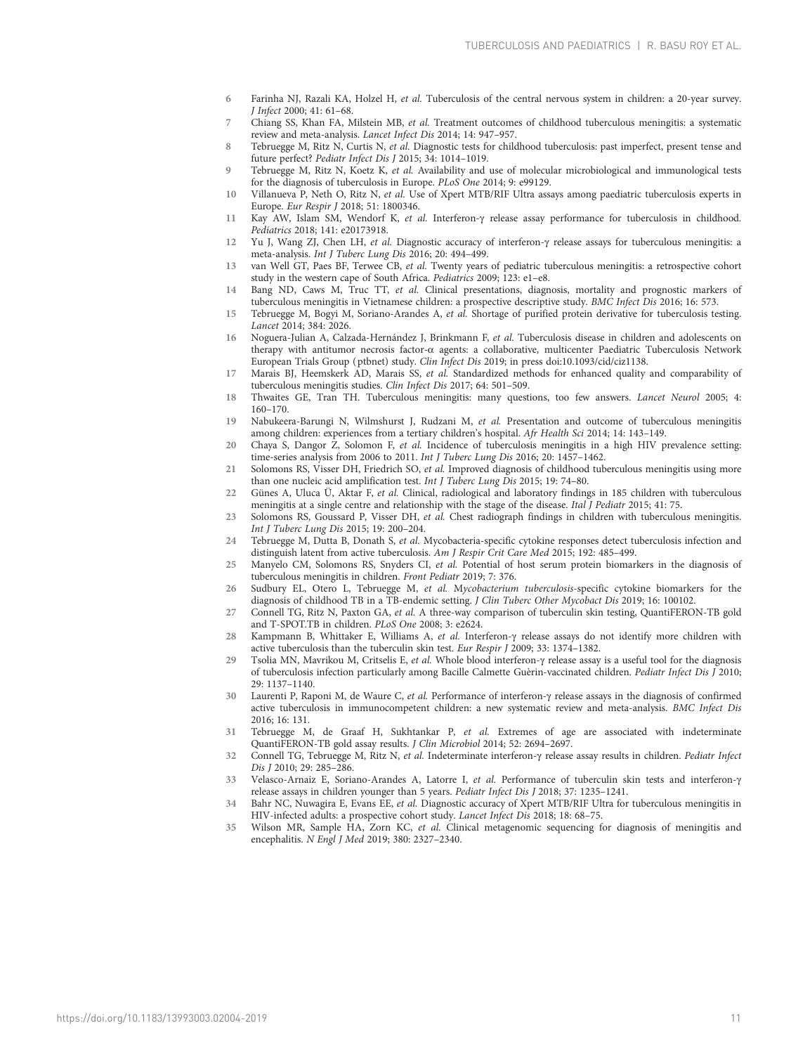6 Farinha NJ, Razali KA, Holzel H, *et al.* Tuberculosis of the central nervous system in children: a 20-year survey. *J Infect* 2000; 41: 61–68.

7 Chiang SS, Khan FA, Milstein MB, *et al.* Treatment outcomes of childhood tuberculous meningitis: a systematic review and meta-analysis. *Lancet Infect Dis* 2014; 14: 947–957.

8 Tebruegge M, Ritz N, Curtis N, *et al.* Diagnostic tests for childhood tuberculosis: past imperfect, present tense and future perfect? *Pediatr Infect Dis J* 2015; 34: 1014–1019.

9 Tebruegge M, Ritz N, Koetz K, *et al.* Availability and use of molecular microbiological and immunological tests for the diagnosis of tuberculosis in Europe. *PLoS One* 2014; 9: e99129.

10 Villanueva P, Neth O, Ritz N, *et al.* Use of Xpert MTB/RIF Ultra assays among paediatric tuberculosis experts in Europe. *Eur Respir J* 2018; 51: 1800346.

11 Kay AW, Islam SM, Wendorf K, *et al.* Interferon-γ release assay performance for tuberculosis in childhood. *Pediatrics* 2018; 141: e20173918.

12 Yu J, Wang ZJ, Chen LH, *et al.* Diagnostic accuracy of interferon-γ release assays for tuberculous meningitis: a meta-analysis. *Int J Tuberc Lung Dis* 2016; 20: 494–499.

13 van Well GT, Paes BF, Terwee CB, *et al.* Twenty years of pediatric tuberculous meningitis: a retrospective cohort study in the western cape of South Africa. *Pediatrics* 2009; 123: e1–e8.

14 Bang ND, Caws M, Truc TT, *et al.* Clinical presentations, diagnosis, mortality and prognostic markers of tuberculous meningitis in Vietnamese children: a prospective descriptive study. *BMC Infect Dis* 2016; 16: 573.

15 Tebruegge M, Bogyi M, Soriano-Arandes A, *et al.* Shortage of purified protein derivative for tuberculosis testing. *Lancet* 2014; 384: 2026.

16 Noguera-Julian A, Calzada-Hernández J, Brinkmann F, *et al.* Tuberculosis disease in children and adolescents on therapy with antitumor necrosis factor-α agents: a collaborative, multicenter Paediatric Tuberculosis Network European Trials Group (ptbnet) study. *Clin Infect Dis* 2019; in press doi:10.1093/cid/ciz1138.

17 Marais BJ, Heemskerk AD, Marais SS, *et al.* Standardized methods for enhanced quality and comparability of tuberculous meningitis studies. *Clin Infect Dis* 2017; 64: 501–509.

18 Thwaites GE, Tran TH. Tuberculous meningitis: many questions, too few answers. *Lancet Neurol* 2005; 4: 160–170.

19 Nabukeera-Barungi N, Wilmshurst J, Rudzani M, *et al.* Presentation and outcome of tuberculous meningitis among children: experiences from a tertiary children's hospital. *Afr Health Sci* 2014; 14: 143–149.

20 Chaya S, Dangor Z, Solomon F, *et al.* Incidence of tuberculosis meningitis in a high HIV prevalence setting: time-series analysis from 2006 to 2011. *Int J Tuberc Lung Dis* 2016; 20: 1457–1462.

21 Solomons RS, Visser DH, Friedrich SO, *et al.* Improved diagnosis of childhood tuberculous meningitis using more than one nucleic acid amplification test. *Int J Tuberc Lung Dis* 2015; 19: 74–80.

22 Günes A, Uluca Ü, Aktar F, *et al.* Clinical, radiological and laboratory findings in 185 children with tuberculous meningitis at a single centre and relationship with the stage of the disease. *Ital J Pediatr* 2015; 41: 75.

23 Solomons RS, Goussard P, Visser DH, *et al.* Chest radiograph findings in children with tuberculous meningitis. *Int J Tuberc Lung Dis* 2015; 19: 200–204.

24 Tebruegge M, Dutta B, Donath S, *et al.* Mycobacteria-specific cytokine responses detect tuberculosis infection and distinguish latent from active tuberculosis. *Am J Respir Crit Care Med* 2015; 192: 485–499.

25 Manyelo CM, Solomons RS, Snyders CI, *et al.* Potential of host serum protein biomarkers in the diagnosis of tuberculous meningitis in children. *Front Pediatr* 2019; 7: 376.

26 Sudbury EL, Otero L, Tebruegge M, *et al.* *Mycobacterium tuberculosis*-specific cytokine biomarkers for the diagnosis of childhood TB in a TB-endemic setting. *J Clin Tuberc Other Mycobact Dis* 2019; 16: 100102.

27 Connell TG, Ritz N, Paxton GA, *et al.* A three-way comparison of tuberculin skin testing, QuantiFERON-TB gold and T-SPOT.TB in children. *PLoS One* 2008; 3: e2624.

28 Kampmann B, Whittaker E, Williams A, *et al.* Interferon-γ release assays do not identify more children with active tuberculosis than the tuberculin skin test. *Eur Respir J* 2009; 33: 1374–1382.

29 Tsolia MN, Mavrikou M, Critselis E, *et al.* Whole blood interferon-γ release assay is a useful tool for the diagnosis of tuberculosis infection particularly among Bacille Calmette Guèrin-vaccinated children. *Pediatr Infect Dis J* 2010; 29: 1137–1140.

30 Laurenti P, Raponi M, de Waure C, *et al.* Performance of interferon-γ release assays in the diagnosis of confirmed active tuberculosis in immunocompetent children: a new systematic review and meta-analysis. *BMC Infect Dis* 2016; 16: 131.

31 Tebruegge M, de Graaf H, Sukhtankar P, *et al.* Extremes of age are associated with indeterminate QuantiFERON-TB gold assay results. *J Clin Microbiol* 2014; 52: 2694–2697.

32 Connell TG, Tebruegge M, Ritz N, *et al.* Indeterminate interferon-γ release assay results in children. *Pediatr Infect Dis J* 2010; 29: 285–286.

33 Velasco-Arnaiz E, Soriano-Arandes A, Latorre I, *et al.* Performance of tuberculin skin tests and interferon-γ release assays in children younger than 5 years. *Pediatr Infect Dis J* 2018; 37: 1235–1241.

34 Bahr NC, Nuwagira E, Evans EE, *et al.* Diagnostic accuracy of Xpert MTB/RIF Ultra for tuberculous meningitis in HIV-infected adults: a prospective cohort study. *Lancet Infect Dis* 2018; 18: 68–75.

35 Wilson MR, Sample HA, Zorn KC, *et al.* Clinical metagenomic sequencing for diagnosis of meningitis and encephalitis. *N Engl J Med* 2019; 380: 2327–2340.